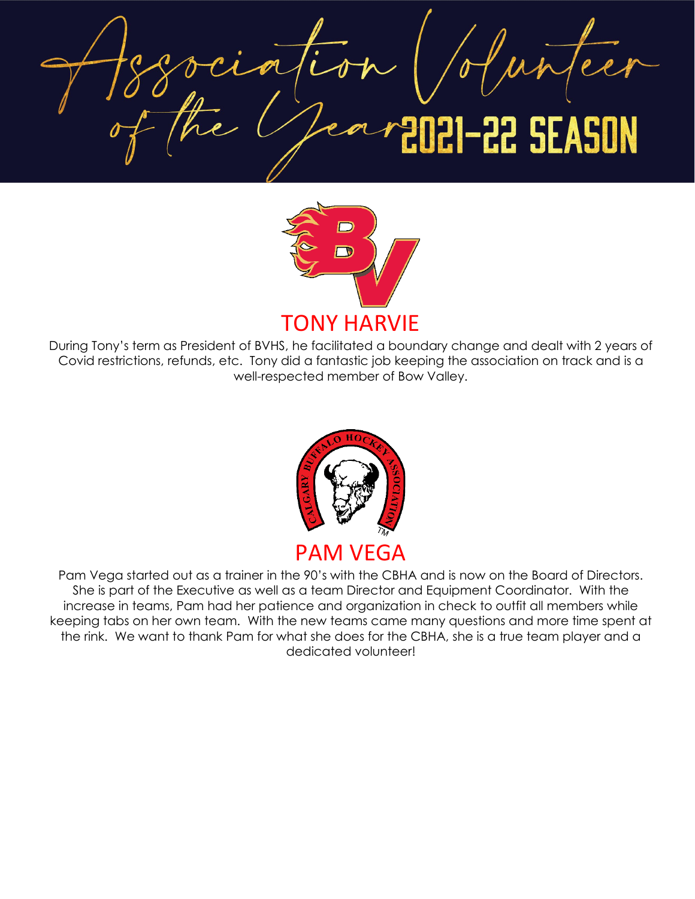# Association Volunteer of the Year 2021-22 SEASON

## TONY HARVIE

During Tony's term as President of BVHS, he facilitated a boundary change and dealt with 2 years of Covid restrictions, refunds, etc. Tony did a fantastic job keeping the association on track and is a well-respected member of Bow Valley.

## PAM VEGA

Pam Vega started out as a trainer in the 90's with the CBHA and is now on the Board of Directors. She is part of the Executive as well as a team Director and Equipment Coordinator. With the increase in teams, Pam had her patience and organization in check to outfit all members while keeping tabs on her own team. With the new teams came many questions and more time spent at the rink. We want to thank Pam for what she does for the CBHA, she is a true team player and a dedicated volunteer!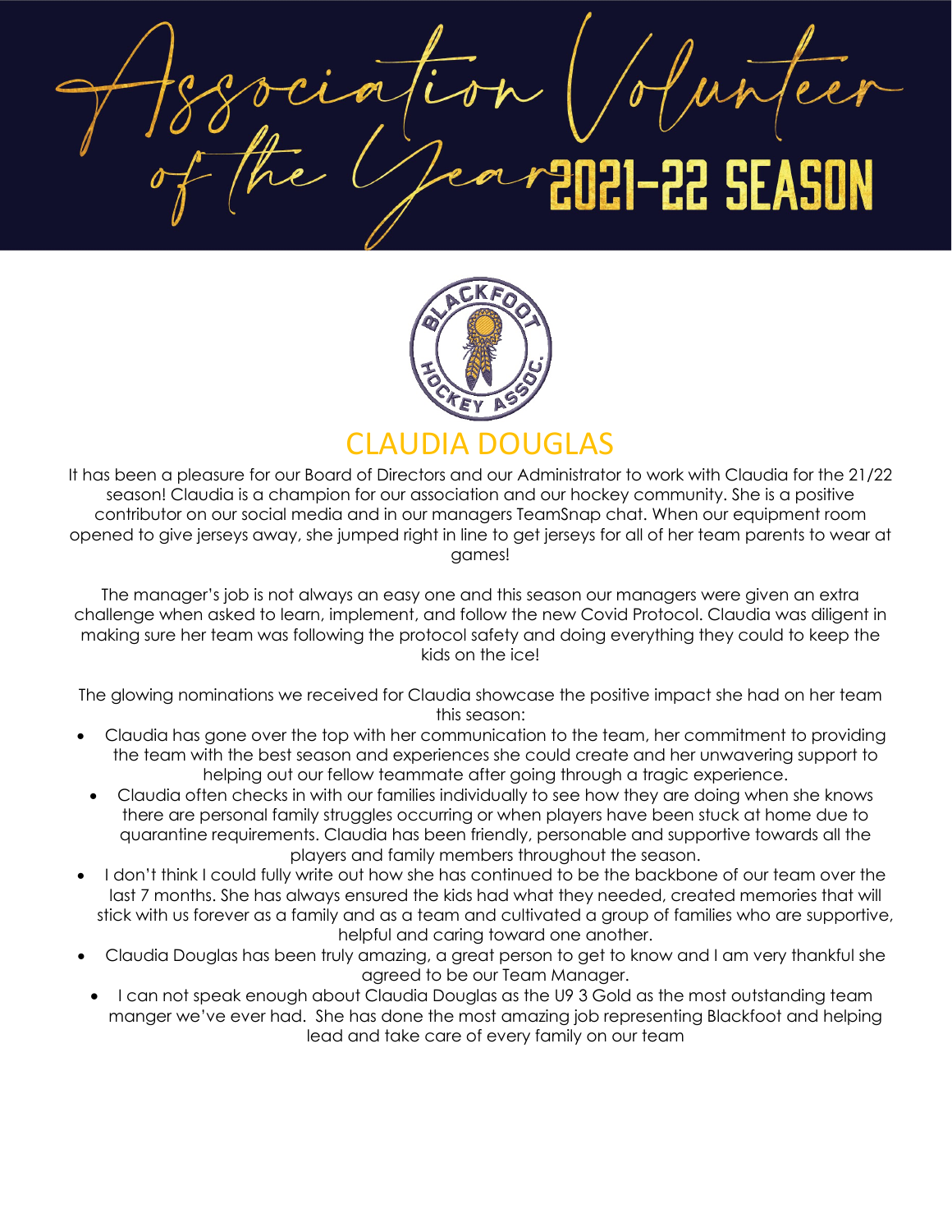# Association Volunteer of the Year 2021-22 SEASON

## CLAUDIA DOUGLAS

It has been a pleasure for our Board of Directors and our Administrator to work with Claudia for the 21/22 season! Claudia is a champion for our association and our hockey community. She is a positive contributor on our social media and in our managers TeamSnap chat. When our equipment room opened to give jerseys away, she jumped right in line to get jerseys for all of her team parents to wear at games!

The manager's job is not always an easy one and this season our managers were given an extra challenge when asked to learn, implement, and follow the new Covid Protocol. Claudia was diligent in making sure her team was following the protocol safety and doing everything they could to keep the kids on the ice!

The glowing nominations we received for Claudia showcase the positive impact she had on her team this season:

- Claudia has gone over the top with her communication to the team, her commitment to providing the team with the best season and experiences she could create and her unwavering support to helping out our fellow teammate after going through a tragic experience.
- Claudia often checks in with our families individually to see how they are doing when she knows there are personal family struggles occurring or when players have been stuck at home due to quarantine requirements. Claudia has been friendly, personable and supportive towards all the players and family members throughout the season.
- I don't think I could fully write out how she has continued to be the backbone of our team over the last 7 months. She has always ensured the kids had what they needed, created memories that will stick with us forever as a family and as a team and cultivated a group of families who are supportive, helpful and caring toward one another.
- Claudia Douglas has been truly amazing, a great person to get to know and I am very thankful she agreed to be our Team Manager.
- I can not speak enough about Claudia Douglas as the U9 3 Gold as the most outstanding team manger we've ever had. She has done the most amazing job representing Blackfoot and helping lead and take care of every family on our team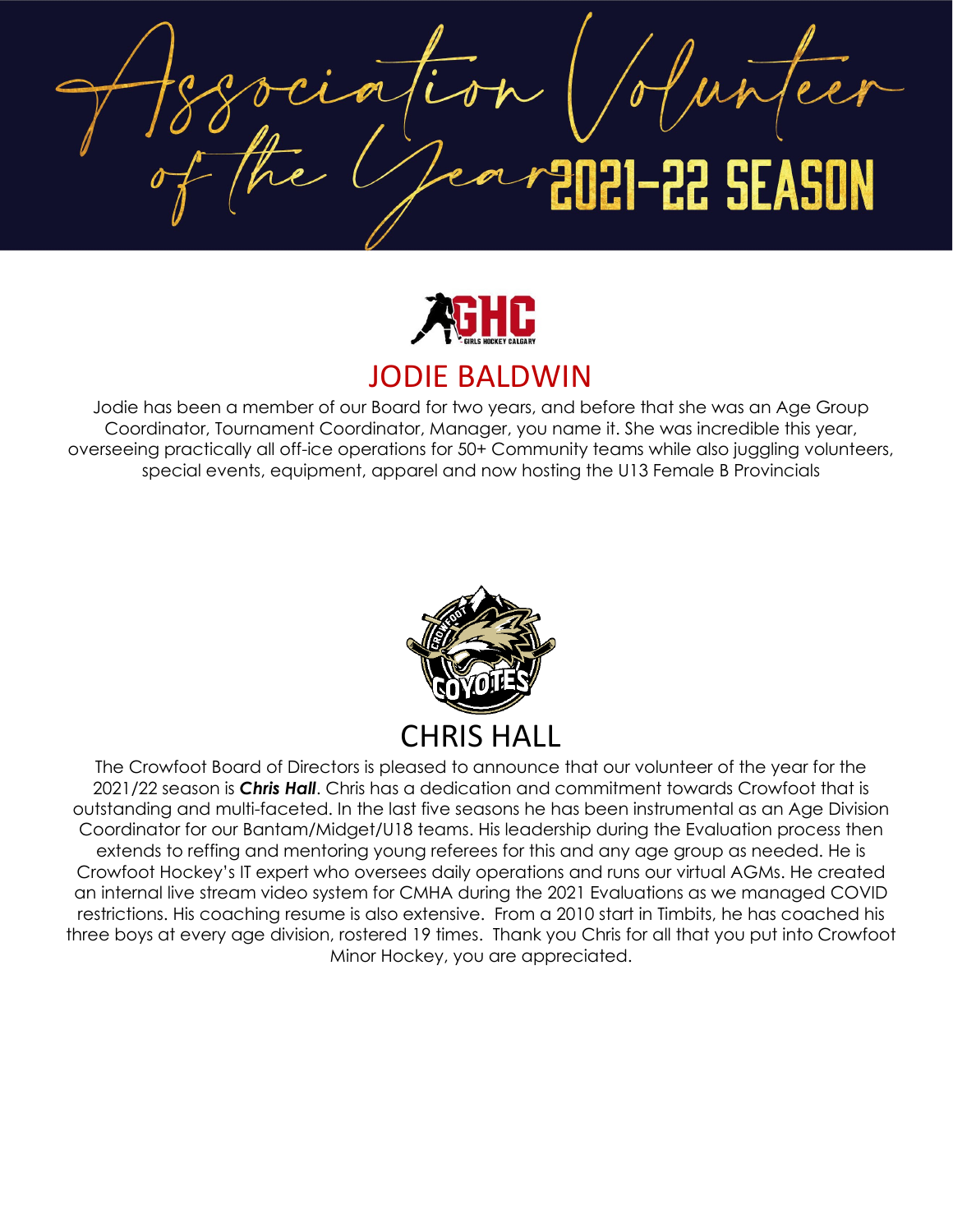# Association Volunteer of the Year 2021-22 SEASON

## JODIE BALDWIN

Jodie has been a member of our Board for two years, and before that she was an Age Group Coordinator, Tournament Coordinator, Manager, you name it. She was incredible this year, overseeing practically all off-ice operations for 50+ Community teams while also juggling volunteers, special events, equipment, apparel and now hosting the U13 Female B Provincials

## CHRIS HALL

The Crowfoot Board of Directors is pleased to announce that our volunteer of the year for the 2021/22 season is ***Chris Hall***. Chris has a dedication and commitment towards Crowfoot that is outstanding and multi-faceted. In the last five seasons he has been instrumental as an Age Division Coordinator for our Bantam/Midget/U18 teams. His leadership during the Evaluation process then extends to reffing and mentoring young referees for this and any age group as needed. He is Crowfoot Hockey's IT expert who oversees daily operations and runs our virtual AGMs. He created an internal live stream video system for CMHA during the 2021 Evaluations as we managed COVID restrictions. His coaching resume is also extensive. From a 2010 start in Timbits, he has coached his three boys at every age division, rostered 19 times. Thank you Chris for all that you put into Crowfoot Minor Hockey, you are appreciated.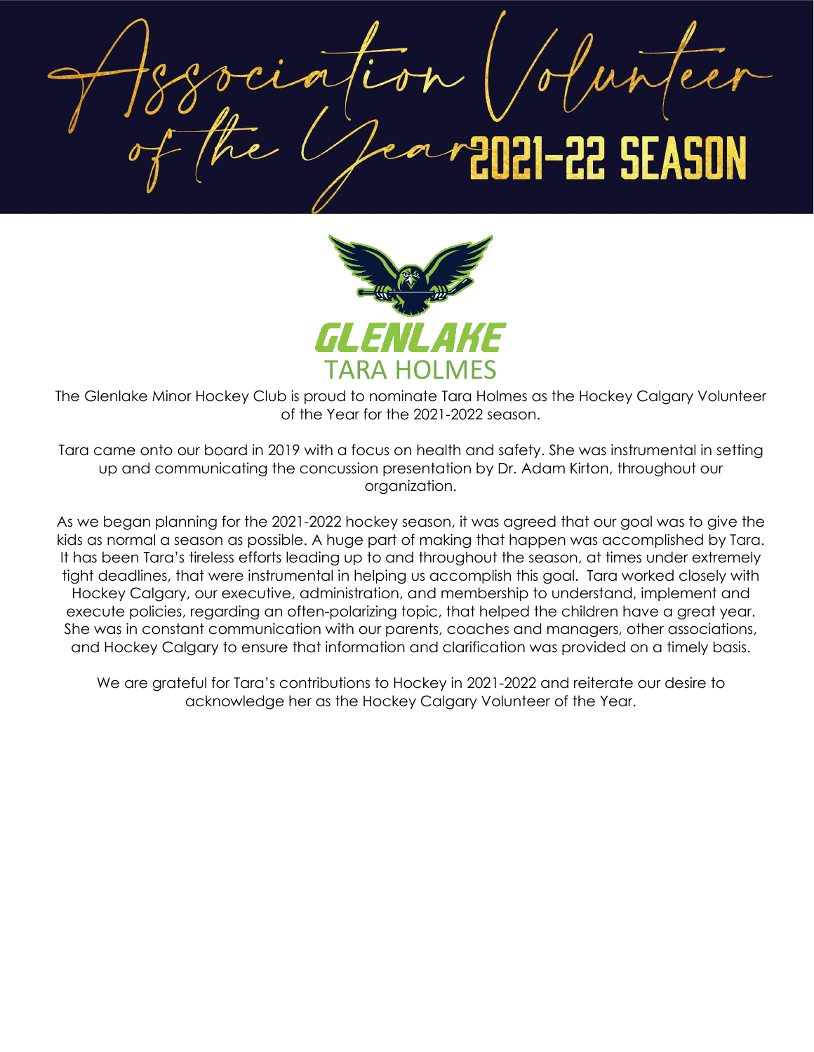# Association Volunteer of the Year 2021-22 SEASON

GLENLAKE

## TARA HOLMES

The Glenlake Minor Hockey Club is proud to nominate Tara Holmes as the Hockey Calgary Volunteer of the Year for the 2021-2022 season.

Tara came onto our board in 2019 with a focus on health and safety. She was instrumental in setting up and communicating the concussion presentation by Dr. Adam Kirton, throughout our organization.

As we began planning for the 2021-2022 hockey season, it was agreed that our goal was to give the kids as normal a season as possible. A huge part of making that happen was accomplished by Tara. It has been Tara's tireless efforts leading up to and throughout the season, at times under extremely tight deadlines, that were instrumental in helping us accomplish this goal. Tara worked closely with Hockey Calgary, our executive, administration, and membership to understand, implement and execute policies, regarding an often-polarizing topic, that helped the children have a great year. She was in constant communication with our parents, coaches and managers, other associations, and Hockey Calgary to ensure that information and clarification was provided on a timely basis.

We are grateful for Tara's contributions to Hockey in 2021-2022 and reiterate our desire to acknowledge her as the Hockey Calgary Volunteer of the Year.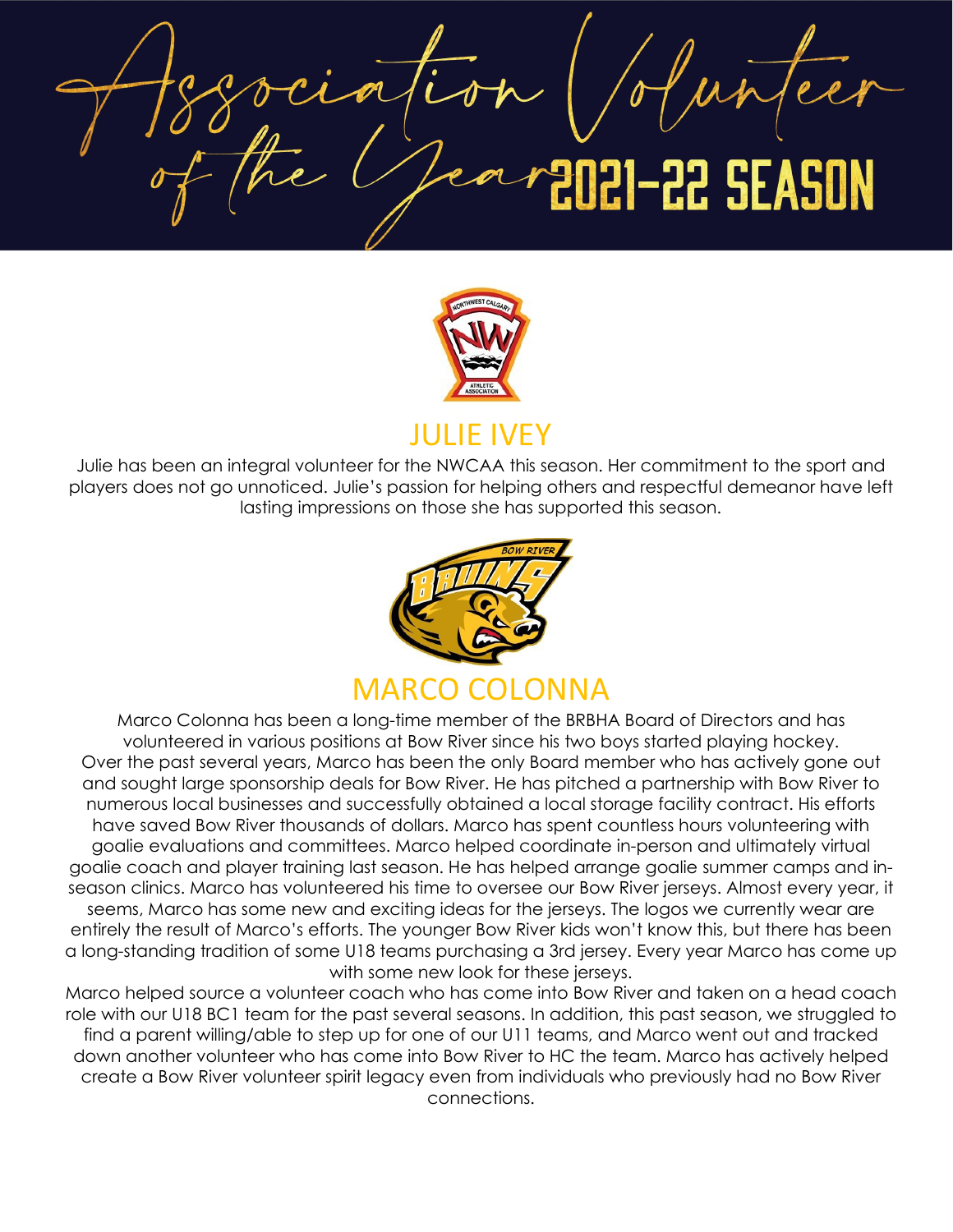# Association Volunteer of the Year 2021-22 SEASON

## JULIE IVEY

Julie has been an integral volunteer for the NWCAA this season. Her commitment to the sport and players does not go unnoticed. Julie's passion for helping others and respectful demeanor have left lasting impressions on those she has supported this season.

## MARCO COLONNA

Marco Colonna has been a long-time member of the BRBHA Board of Directors and has volunteered in various positions at Bow River since his two boys started playing hockey. Over the past several years, Marco has been the only Board member who has actively gone out and sought large sponsorship deals for Bow River. He has pitched a partnership with Bow River to numerous local businesses and successfully obtained a local storage facility contract. His efforts have saved Bow River thousands of dollars. Marco has spent countless hours volunteering with goalie evaluations and committees. Marco helped coordinate in-person and ultimately virtual goalie coach and player training last season. He has helped arrange goalie summer camps and in-season clinics. Marco has volunteered his time to oversee our Bow River jerseys. Almost every year, it seems, Marco has some new and exciting ideas for the jerseys. The logos we currently wear are entirely the result of Marco's efforts. The younger Bow River kids won't know this, but there has been a long-standing tradition of some U18 teams purchasing a 3rd jersey. Every year Marco has come up with some new look for these jerseys.

Marco helped source a volunteer coach who has come into Bow River and taken on a head coach role with our U18 BC1 team for the past several seasons. In addition, this past season, we struggled to find a parent willing/able to step up for one of our U11 teams, and Marco went out and tracked down another volunteer who has come into Bow River to HC the team. Marco has actively helped create a Bow River volunteer spirit legacy even from individuals who previously had no Bow River connections.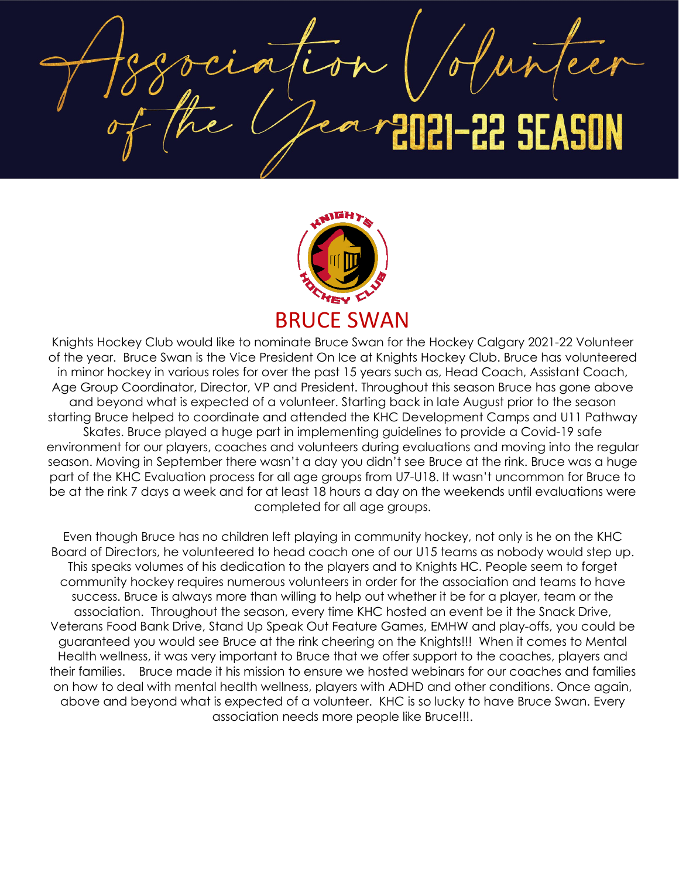# Association Volunteer of the Year 2021-22 SEASON

## BRUCE SWAN

Knights Hockey Club would like to nominate Bruce Swan for the Hockey Calgary 2021-22 Volunteer of the year. Bruce Swan is the Vice President On Ice at Knights Hockey Club. Bruce has volunteered in minor hockey in various roles for over the past 15 years such as, Head Coach, Assistant Coach, Age Group Coordinator, Director, VP and President. Throughout this season Bruce has gone above and beyond what is expected of a volunteer. Starting back in late August prior to the season starting Bruce helped to coordinate and attended the KHC Development Camps and U11 Pathway Skates. Bruce played a huge part in implementing guidelines to provide a Covid-19 safe environment for our players, coaches and volunteers during evaluations and moving into the regular season. Moving in September there wasn't a day you didn't see Bruce at the rink. Bruce was a huge part of the KHC Evaluation process for all age groups from U7-U18. It wasn't uncommon for Bruce to be at the rink 7 days a week and for at least 18 hours a day on the weekends until evaluations were completed for all age groups.

Even though Bruce has no children left playing in community hockey, not only is he on the KHC Board of Directors, he volunteered to head coach one of our U15 teams as nobody would step up. This speaks volumes of his dedication to the players and to Knights HC. People seem to forget community hockey requires numerous volunteers in order for the association and teams to have success. Bruce is always more than willing to help out whether it be for a player, team or the association. Throughout the season, every time KHC hosted an event be it the Snack Drive, Veterans Food Bank Drive, Stand Up Speak Out Feature Games, EMHW and play-offs, you could be guaranteed you would see Bruce at the rink cheering on the Knights!!! When it comes to Mental Health wellness, it was very important to Bruce that we offer support to the coaches, players and their families. Bruce made it his mission to ensure we hosted webinars for our coaches and families on how to deal with mental health wellness, players with ADHD and other conditions. Once again, above and beyond what is expected of a volunteer. KHC is so lucky to have Bruce Swan. Every association needs more people like Bruce!!!.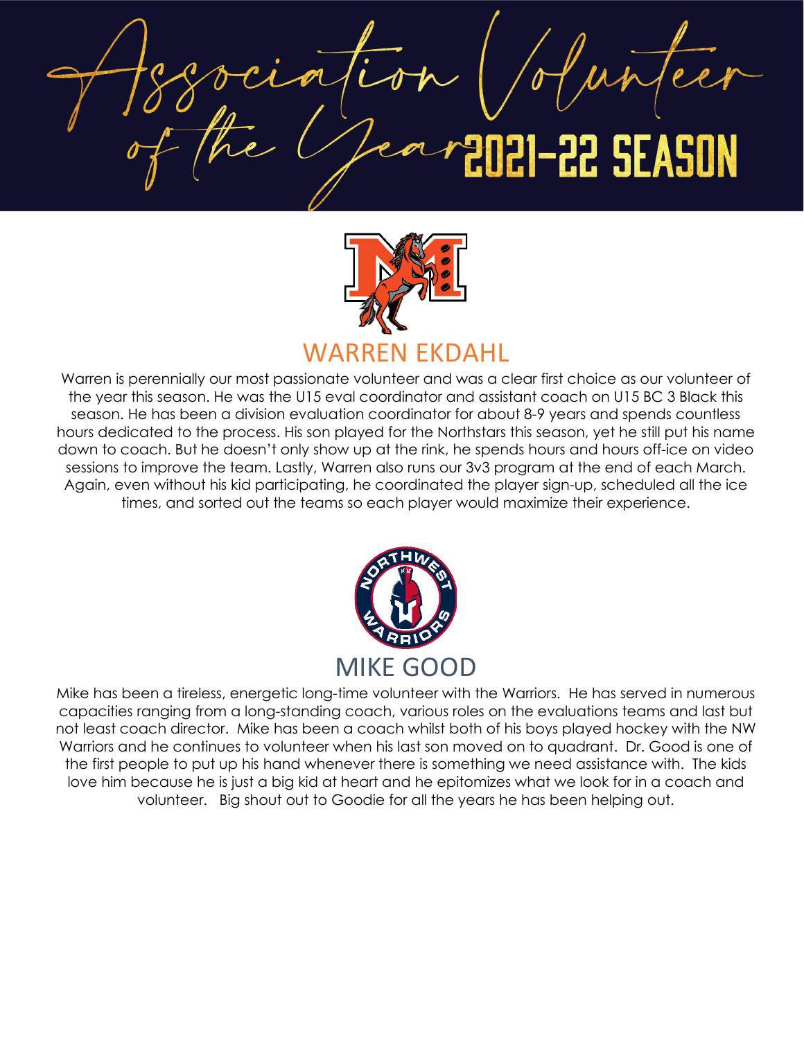# Association Volunteer of the Year 2021-22 SEASON

## WARREN EKDAHL

Warren is perennially our most passionate volunteer and was a clear first choice as our volunteer of the year this season. He was the U15 eval coordinator and assistant coach on U15 BC 3 Black this season. He has been a division evaluation coordinator for about 8-9 years and spends countless hours dedicated to the process. His son played for the Northstars this season, yet he still put his name down to coach. But he doesn't only show up at the rink, he spends hours and hours off-ice on video sessions to improve the team. Lastly, Warren also runs our 3v3 program at the end of each March. Again, even without his kid participating, he coordinated the player sign-up, scheduled all the ice times, and sorted out the teams so each player would maximize their experience.

## MIKE GOOD

Mike has been a tireless, energetic long-time volunteer with the Warriors. He has served in numerous capacities ranging from a long-standing coach, various roles on the evaluations teams and last but not least coach director. Mike has been a coach whilst both of his boys played hockey with the NW Warriors and he continues to volunteer when his last son moved on to quadrant. Dr. Good is one of the first people to put up his hand whenever there is something we need assistance with. The kids love him because he is just a big kid at heart and he epitomizes what we look for in a coach and volunteer. Big shout out to Goodie for all the years he has been helping out.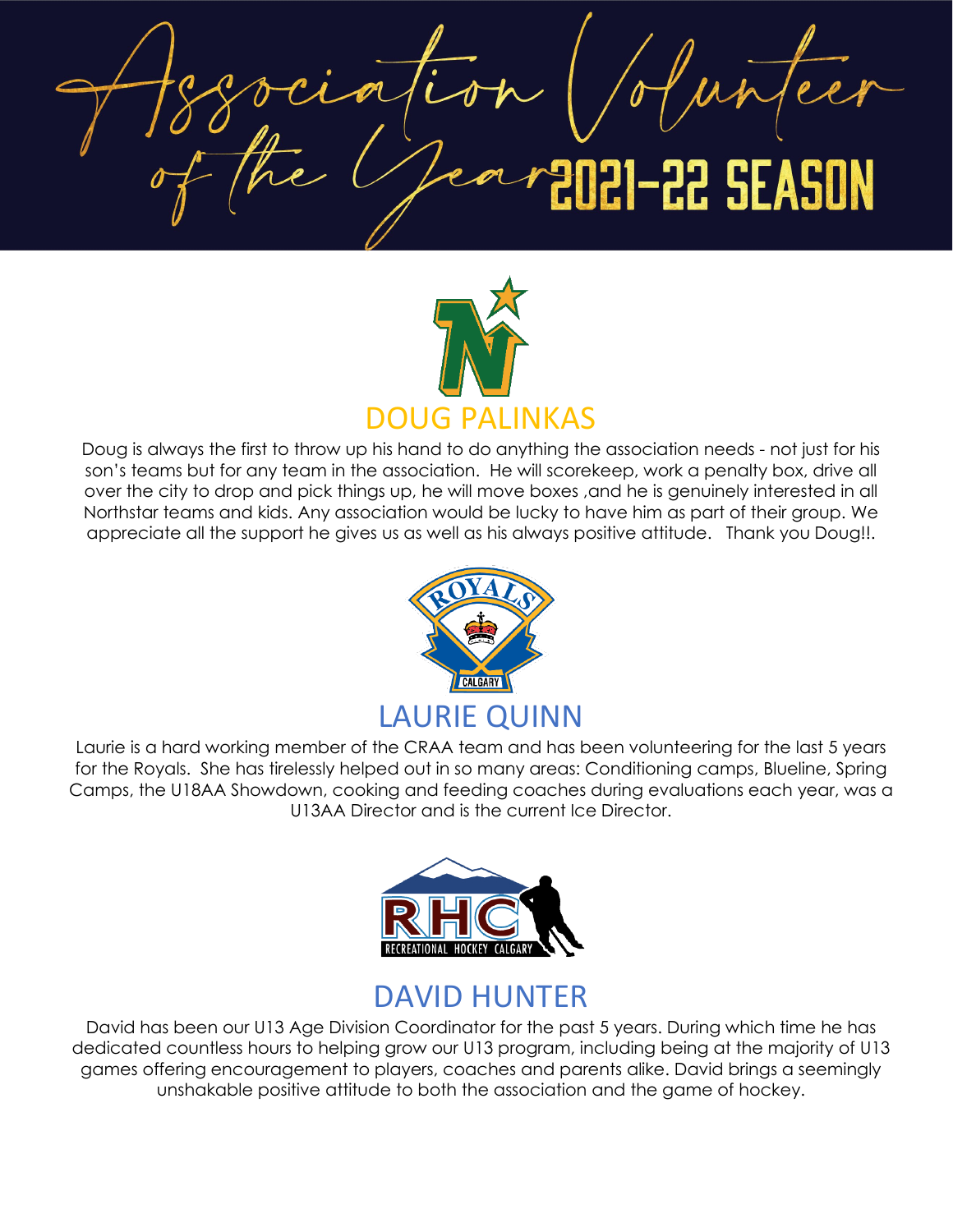# Association Volunteer of the Year 2021-22 SEASON

## DOUG PALINKAS

Doug is always the first to throw up his hand to do anything the association needs - not just for his son's teams but for any team in the association. He will scorekeep, work a penalty box, drive all over the city to drop and pick things up, he will move boxes ,and he is genuinely interested in all Northstar teams and kids. Any association would be lucky to have him as part of their group. We appreciate all the support he gives us as well as his always positive attitude. Thank you Doug!!.

## LAURIE QUINN

Laurie is a hard working member of the CRAA team and has been volunteering for the last 5 years for the Royals. She has tirelessly helped out in so many areas: Conditioning camps, Blueline, Spring Camps, the U18AA Showdown, cooking and feeding coaches during evaluations each year, was a U13AA Director and is the current Ice Director.

## DAVID HUNTER

David has been our U13 Age Division Coordinator for the past 5 years. During which time he has dedicated countless hours to helping grow our U13 program, including being at the majority of U13 games offering encouragement to players, coaches and parents alike. David brings a seemingly unshakable positive attitude to both the association and the game of hockey.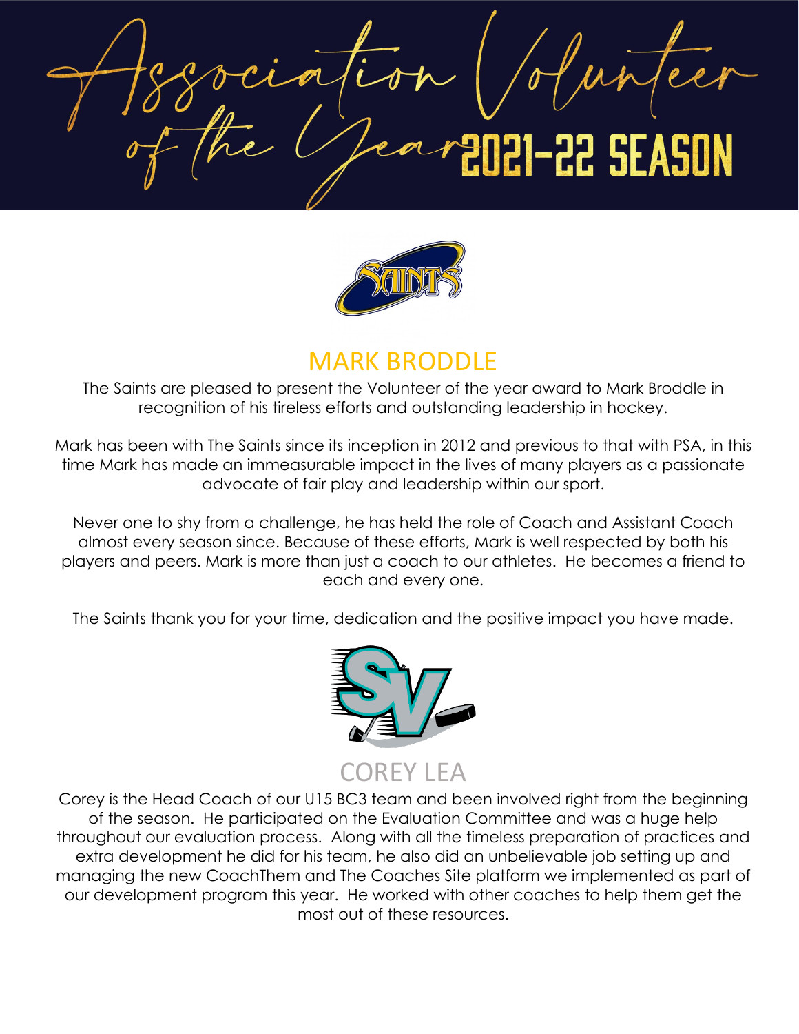# Association Volunteer of the Year 2021-22 SEASON

## MARK BRODDLE

The Saints are pleased to present the Volunteer of the year award to Mark Broddle in recognition of his tireless efforts and outstanding leadership in hockey.

Mark has been with The Saints since its inception in 2012 and previous to that with PSA, in this time Mark has made an immeasurable impact in the lives of many players as a passionate advocate of fair play and leadership within our sport.

Never one to shy from a challenge, he has held the role of Coach and Assistant Coach almost every season since. Because of these efforts, Mark is well respected by both his players and peers. Mark is more than just a coach to our athletes. He becomes a friend to each and every one.

The Saints thank you for your time, dedication and the positive impact you have made.

## COREY LEA

Corey is the Head Coach of our U15 BC3 team and been involved right from the beginning of the season. He participated on the Evaluation Committee and was a huge help throughout our evaluation process. Along with all the timeless preparation of practices and extra development he did for his team, he also did an unbelievable job setting up and managing the new CoachThem and The Coaches Site platform we implemented as part of our development program this year. He worked with other coaches to help them get the most out of these resources.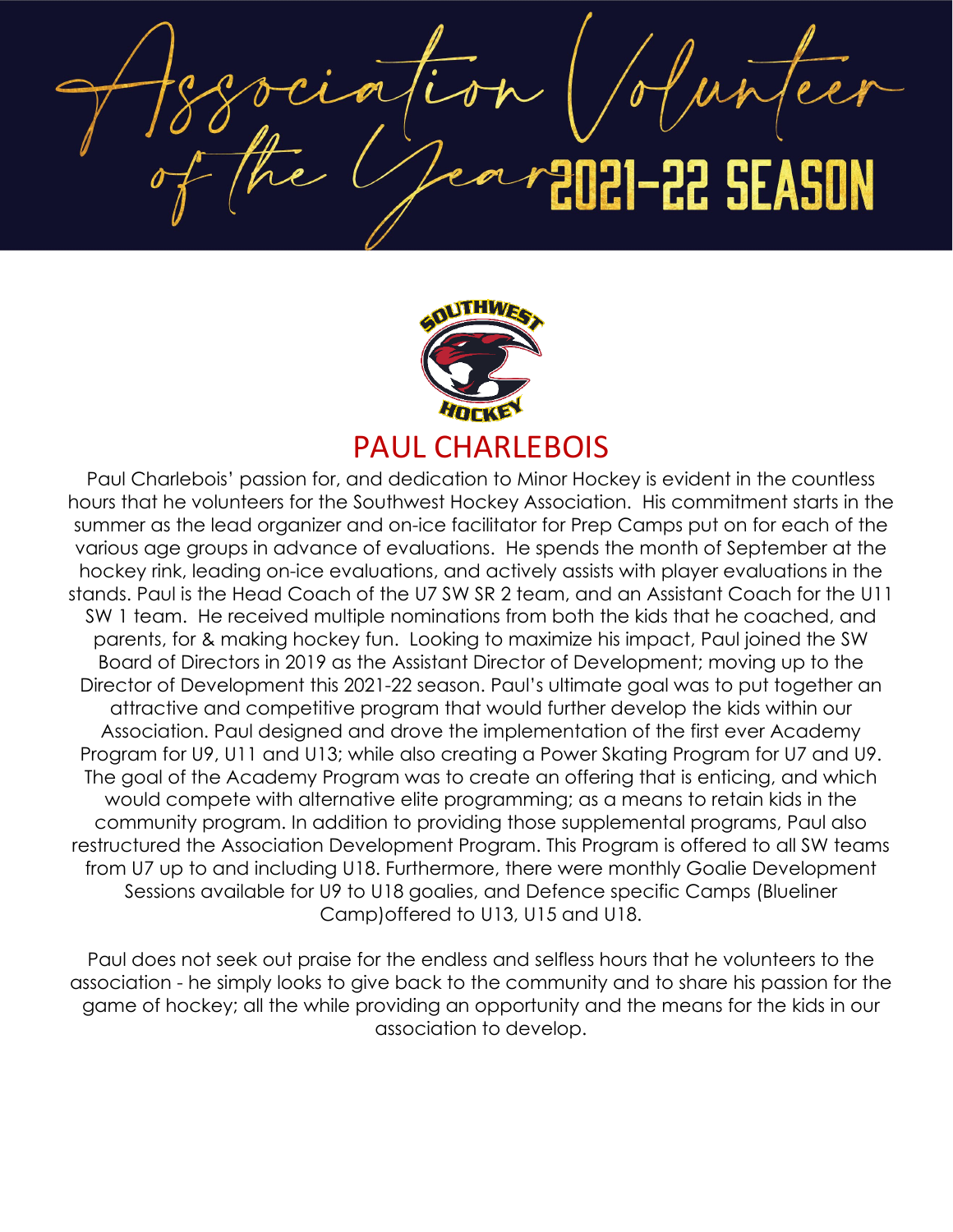# Association Volunteer of the Year 2021-22 SEASON

## PAUL CHARLEBOIS

Paul Charlebois' passion for, and dedication to Minor Hockey is evident in the countless hours that he volunteers for the Southwest Hockey Association. His commitment starts in the summer as the lead organizer and on-ice facilitator for Prep Camps put on for each of the various age groups in advance of evaluations. He spends the month of September at the hockey rink, leading on-ice evaluations, and actively assists with player evaluations in the stands. Paul is the Head Coach of the U7 SW SR 2 team, and an Assistant Coach for the U11 SW 1 team. He received multiple nominations from both the kids that he coached, and parents, for & making hockey fun. Looking to maximize his impact, Paul joined the SW Board of Directors in 2019 as the Assistant Director of Development; moving up to the Director of Development this 2021-22 season. Paul's ultimate goal was to put together an attractive and competitive program that would further develop the kids within our Association. Paul designed and drove the implementation of the first ever Academy Program for U9, U11 and U13; while also creating a Power Skating Program for U7 and U9. The goal of the Academy Program was to create an offering that is enticing, and which would compete with alternative elite programming; as a means to retain kids in the community program. In addition to providing those supplemental programs, Paul also restructured the Association Development Program. This Program is offered to all SW teams from U7 up to and including U18. Furthermore, there were monthly Goalie Development Sessions available for U9 to U18 goalies, and Defence specific Camps (Blueliner Camp)offered to U13, U15 and U18.

Paul does not seek out praise for the endless and selfless hours that he volunteers to the association - he simply looks to give back to the community and to share his passion for the game of hockey; all the while providing an opportunity and the means for the kids in our association to develop.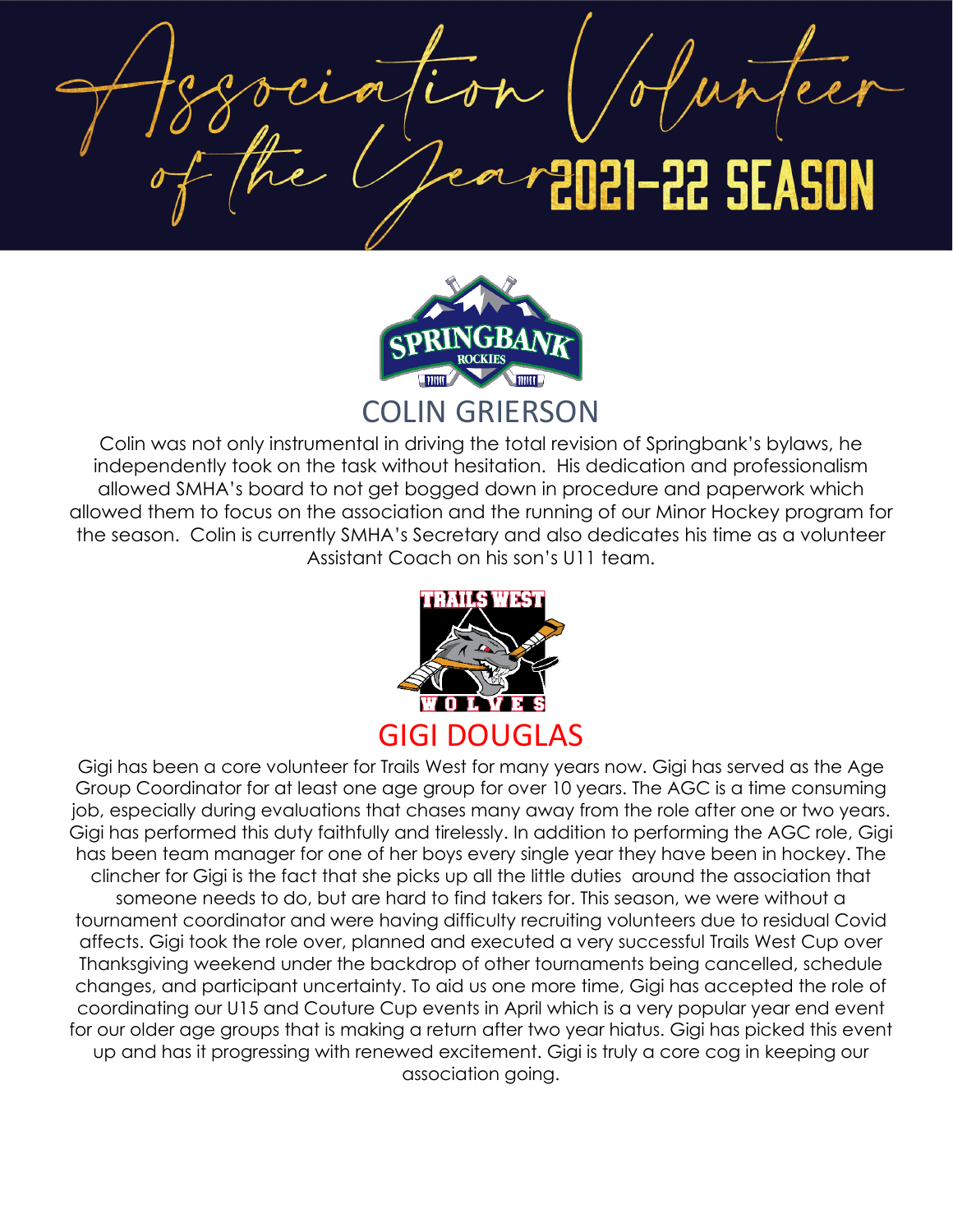# Association Volunteer of the Year 2021-22 SEASON

SPRINGBANK ROCKIES

## COLIN GRIERSON

Colin was not only instrumental in driving the total revision of Springbank's bylaws, he independently took on the task without hesitation. His dedication and professionalism allowed SMHA's board to not get bogged down in procedure and paperwork which allowed them to focus on the association and the running of our Minor Hockey program for the season. Colin is currently SMHA's Secretary and also dedicates his time as a volunteer Assistant Coach on his son's U11 team.

TRAILS WEST WOLVES

## GIGI DOUGLAS

Gigi has been a core volunteer for Trails West for many years now. Gigi has served as the Age Group Coordinator for at least one age group for over 10 years. The AGC is a time consuming job, especially during evaluations that chases many away from the role after one or two years. Gigi has performed this duty faithfully and tirelessly. In addition to performing the AGC role, Gigi has been team manager for one of her boys every single year they have been in hockey. The clincher for Gigi is the fact that she picks up all the little duties around the association that someone needs to do, but are hard to find takers for. This season, we were without a tournament coordinator and were having difficulty recruiting volunteers due to residual Covid affects. Gigi took the role over, planned and executed a very successful Trails West Cup over Thanksgiving weekend under the backdrop of other tournaments being cancelled, schedule changes, and participant uncertainty. To aid us one more time, Gigi has accepted the role of coordinating our U15 and Couture Cup events in April which is a very popular year end event for our older age groups that is making a return after two year hiatus. Gigi has picked this event up and has it progressing with renewed excitement. Gigi is truly a core cog in keeping our association going.